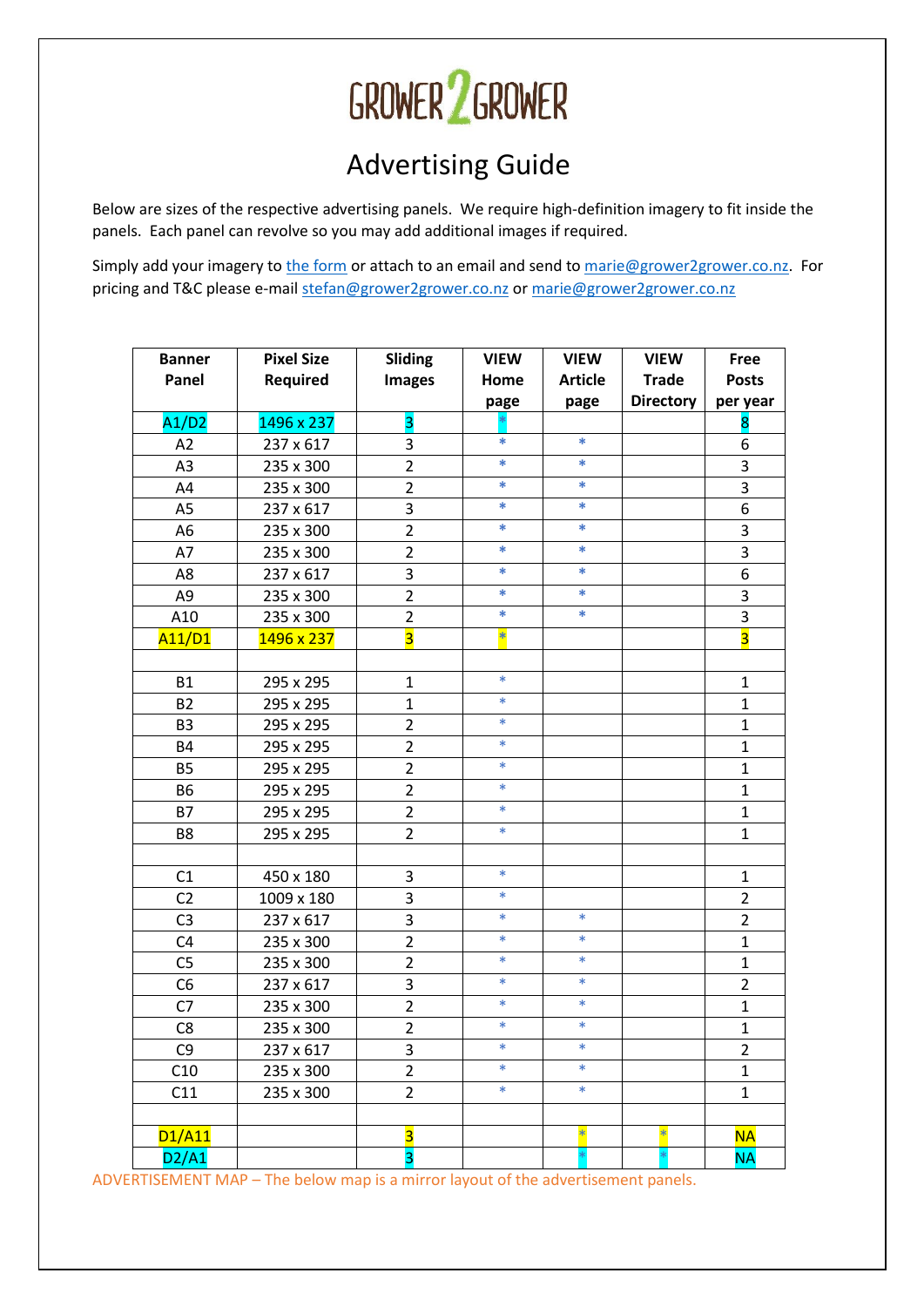# GROWER2GROWER

## Advertising Guide

Below are sizes of the respective advertising panels. We require high-definition imagery to fit inside the panels. Each panel can revolve so you may add additional images if required.

Simply add your imagery to [the form](#) or attach to an email and send to marie@grower2grower.co.nz. For pricing and T&C please e-mail stefan@grower2grower.co.nz or marie@grower2grower.co.nz

| Banner Panel | Pixel Size Required | Sliding Images | VIEW Home page | VIEW Article page | VIEW Trade Directory | Free Posts per year |
|---|---|---|---|---|---|---|
| A1/D2 | 1496 x 237 | 3 | * | | | 8 |
| A2 | 237 x 617 | 3 | * | * | | 6 |
| A3 | 235 x 300 | 2 | * | * | | 3 |
| A4 | 235 x 300 | 2 | * | * | | 3 |
| A5 | 237 x 617 | 3 | * | * | | 6 |
| A6 | 235 x 300 | 2 | * | * | | 3 |
| A7 | 235 x 300 | 2 | * | * | | 3 |
| A8 | 237 x 617 | 3 | * | * | | 6 |
| A9 | 235 x 300 | 2 | * | * | | 3 |
| A10 | 235 x 300 | 2 | * | * | | 3 |
| A11/D1 | 1496 x 237 | 3 | * | | | 3 |
| | | | | | | |
| B1 | 295 x 295 | 1 | * | | | 1 |
| B2 | 295 x 295 | 1 | * | | | 1 |
| B3 | 295 x 295 | 2 | * | | | 1 |
| B4 | 295 x 295 | 2 | * | | | 1 |
| B5 | 295 x 295 | 2 | * | | | 1 |
| B6 | 295 x 295 | 2 | * | | | 1 |
| B7 | 295 x 295 | 2 | * | | | 1 |
| B8 | 295 x 295 | 2 | * | | | 1 |
| | | | | | | |
| C1 | 450 x 180 | 3 | * | | | 1 |
| C2 | 1009 x 180 | 3 | * | | | 2 |
| C3 | 237 x 617 | 3 | * | * | | 2 |
| C4 | 235 x 300 | 2 | * | * | | 1 |
| C5 | 235 x 300 | 2 | * | * | | 1 |
| C6 | 237 x 617 | 3 | * | * | | 2 |
| C7 | 235 x 300 | 2 | * | * | | 1 |
| C8 | 235 x 300 | 2 | * | * | | 1 |
| C9 | 237 x 617 | 3 | * | * | | 2 |
| C10 | 235 x 300 | 2 | * | * | | 1 |
| C11 | 235 x 300 | 2 | * | * | | 1 |
| | | | | | | |
| D1/A11 | | 3 | | * | * | NA |
| D2/A1 | | 3 | | * | * | NA |

ADVERTISEMENT MAP – The below map is a mirror layout of the advertisement panels.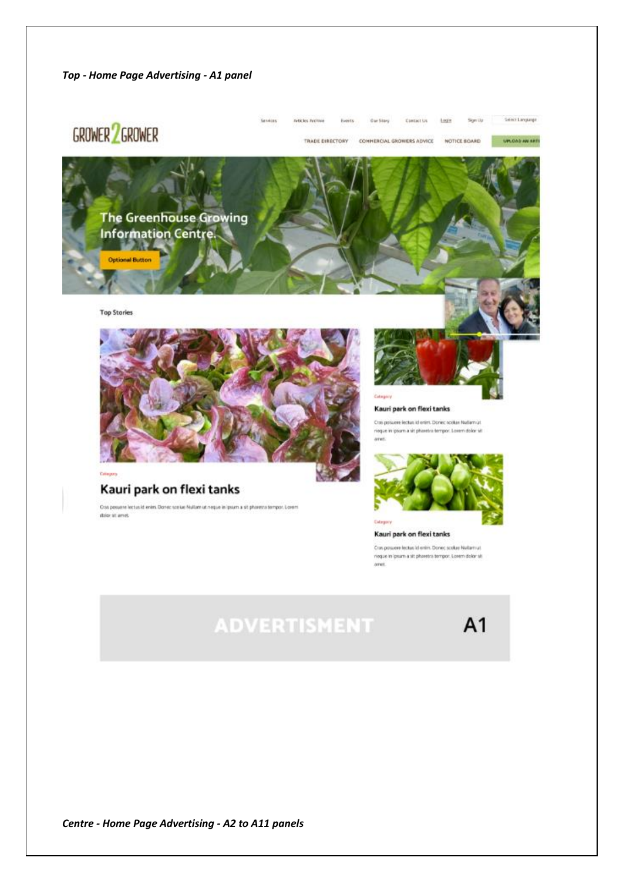*Top - Home Page Advertising - A1 panel*

GROWER 2 GROWER

Services | Articles Archive | Events | Our Story | Contact Us | Login | Sign Up | Select Language

TRADE DIRECTORY | COMMERCIAL GROWERS ADVICE | NOTICE BOARD | UPLOAD AN ARTI

The Greenhouse Growing Information Centre.

Optional Button

Top Stories

Category

## Kauri park on flexi tanks

Cras posuere lectus id enim. Donec scelue Nullam ut neque in ipsum a sit pharetra tempor. Lorem dolor sit amet.

Category

**Kauri park on flexi tanks**

Cras posuere lectus id enim. Donec scelue Nullam ut neque in ipsum a sit pharetra tempor. Lorem dolor sit amet.

Category

**Kauri park on flexi tanks**

Cras posuere lectus id enim. Donec scelue Nullam ut neque in ipsum a sit pharetra tempor. Lorem dolor sit amet.

ADVERTISMENT A1

*Centre - Home Page Advertising - A2 to A11 panels*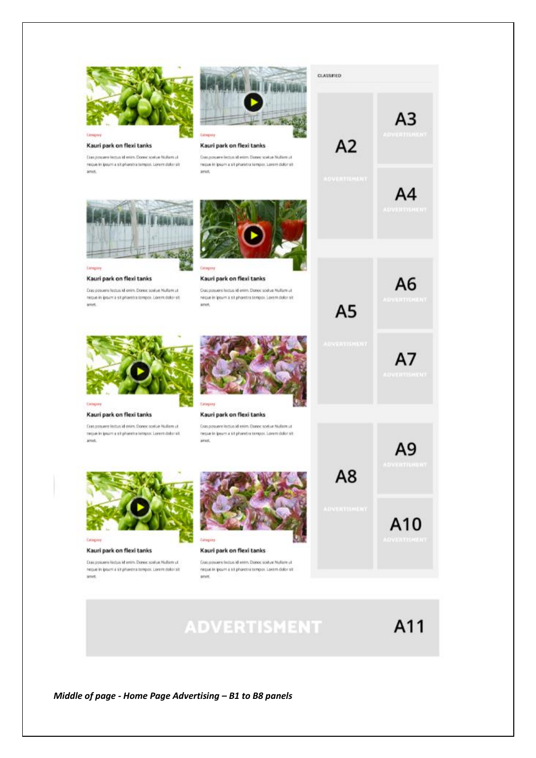Category

**Kauri park on flexi tanks**

Cras posuere lectus id enim. Donec scelue Nullam ut neque in ipsum a sit pharetra tempor. Lorem dolor sit amet.

Category

**Kauri park on flexi tanks**

Cras posuere lectus id enim. Donec scelue Nullam ut neque in ipsum a sit pharetra tempor. Lorem dolor sit amet.

Category

**Kauri park on flexi tanks**

Cras posuere lectus id enim. Donec scelue Nullam ut neque in ipsum a sit pharetra tempor. Lorem dolor sit amet.

Category

**Kauri park on flexi tanks**

Cras posuere lectus id enim. Donec scelue Nullam ut neque in ipsum a sit pharetra tempor. Lorem dolor sit amet.

Category

**Kauri park on flexi tanks**

Cras posuere lectus id enim. Donec scelue Nullam ut neque in ipsum a sit pharetra tempor. Lorem dolor sit amet.

Category

**Kauri park on flexi tanks**

Cras posuere lectus id enim. Donec scelue Nullam ut neque in ipsum a sit pharetra tempor. Lorem dolor sit amet.

Category

**Kauri park on flexi tanks**

Cras posuere lectus id enim. Donec scelue Nullam ut neque in ipsum a sit pharetra tempor. Lorem dolor sit amet.

Category

**Kauri park on flexi tanks**

Cras posuere lectus id enim. Donec scelue Nullam ut neque in ipsum a sit pharetra tempor. Lorem dolor sit amet.

CLASSIFIED

A2 ADVERTISMENT

A3 ADVERTISMENT

A4 ADVERTISMENT

A5 ADVERTISMENT

A6 ADVERTISMENT

A7 ADVERTISMENT

A8 ADVERTISMENT

A9 ADVERTISMENT

A10 ADVERTISMENT

ADVERTISMENT A11

*Middle of page - Home Page Advertising – B1 to B8 panels*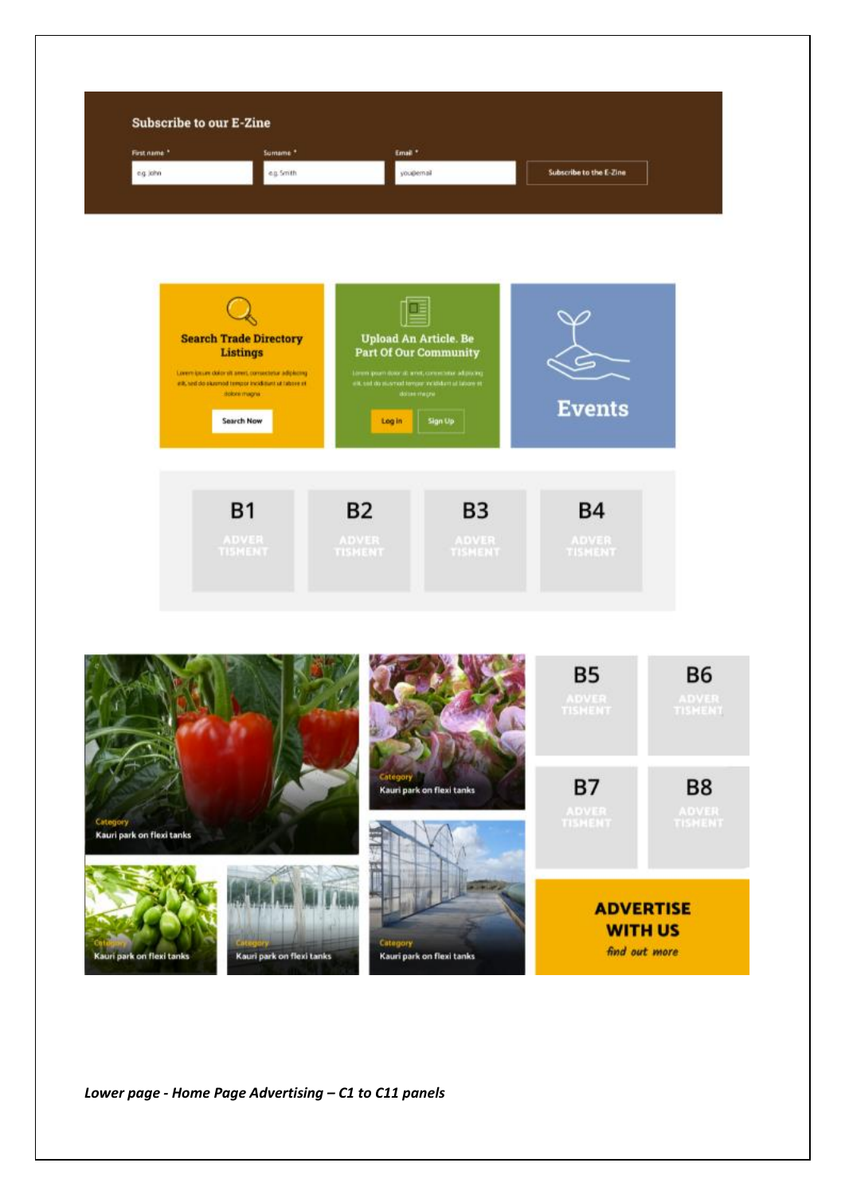**Subscribe to our E-Zine**

First name * | Surname * | Email *

e.g. John | e.g. Smith | youremail

Subscribe to the E-Zine

**Search Trade Directory Listings**

Lorem ipsum dolor sit amet, consectetur adipiscing elit, sed do eiusmod tempor incididunt ut labore et dolore magna

Search Now

**Upload An Article. Be Part Of Our Community**

Lorem ipsum dolor sit amet, consectetur adipiscing elit, sed do eiusmod tempor incididunt ut labore et dolore magna

Log in | Sign Up

**Events**

B1 ADVERTISMENT

B2 ADVERTISMENT

B3 ADVERTISMENT

B4 ADVERTISMENT

Category
Kauri park on flexi tanks

Category
Kauri park on flexi tanks

B5 ADVERTISMENT

B6 ADVERTISMENT

B7 ADVERTISMENT

B8 ADVERTISMENT

Category
Kauri park on flexi tanks

Category
Kauri park on flexi tanks

Category
Kauri park on flexi tanks

**ADVERTISE WITH US**

*find out more*

***Lower page - Home Page Advertising – C1 to C11 panels***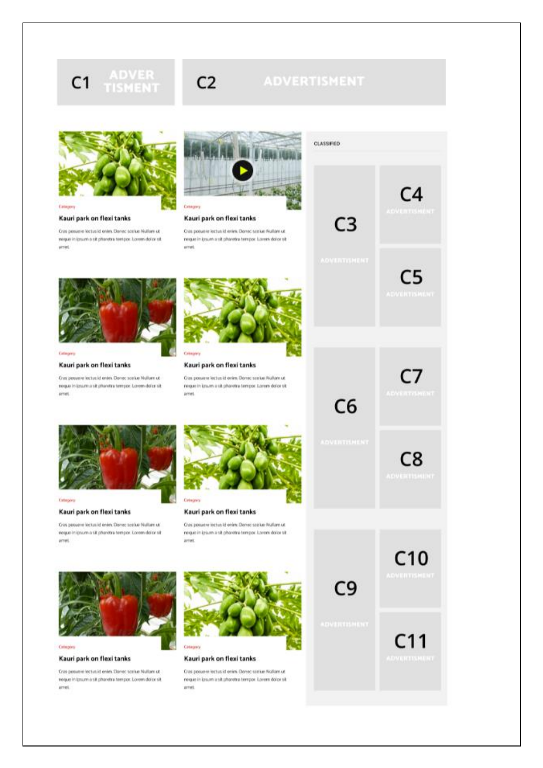C1 ADVERTISMENT

C2 ADVERTISMENT

Category

**Kauri park on flexi tanks**

Cras posuere lectus id enim. Donec sceleue Nullam ut neque in ipsum a sit pharetra tempor. Lorem dolor sit amet.

Category

**Kauri park on flexi tanks**

Cras posuere lectus id enim. Donec sceleue Nullam ut neque in ipsum a sit pharetra tempor. Lorem dolor sit amet.

Category

**Kauri park on flexi tanks**

Cras posuere lectus id enim. Donec sceleue Nullam ut neque in ipsum a sit pharetra tempor. Lorem dolor sit amet.

Category

**Kauri park on flexi tanks**

Cras posuere lectus id enim. Donec sceleue Nullam ut neque in ipsum a sit pharetra tempor. Lorem dolor sit amet.

Category

**Kauri park on flexi tanks**

Cras posuere lectus id enim. Donec sceleue Nullam ut neque in ipsum a sit pharetra tempor. Lorem dolor sit amet.

Category

**Kauri park on flexi tanks**

Cras posuere lectus id enim. Donec sceleue Nullam ut neque in ipsum a sit pharetra tempor. Lorem dolor sit amet.

Category

**Kauri park on flexi tanks**

Cras posuere lectus id enim. Donec sceleue Nullam ut neque in ipsum a sit pharetra tempor. Lorem dolor sit amet.

Category

**Kauri park on flexi tanks**

Cras posuere lectus id enim. Donec sceleue Nullam ut neque in ipsum a sit pharetra tempor. Lorem dolor sit amet.

CLASSIFIED

C3 ADVERTISMENT

C4 ADVERTISMENT

C5 ADVERTISMENT

C6 ADVERTISMENT

C7 ADVERTISMENT

C8 ADVERTISMENT

C9 ADVERTISMENT

C10 ADVERTISMENT

C11 ADVERTISMENT